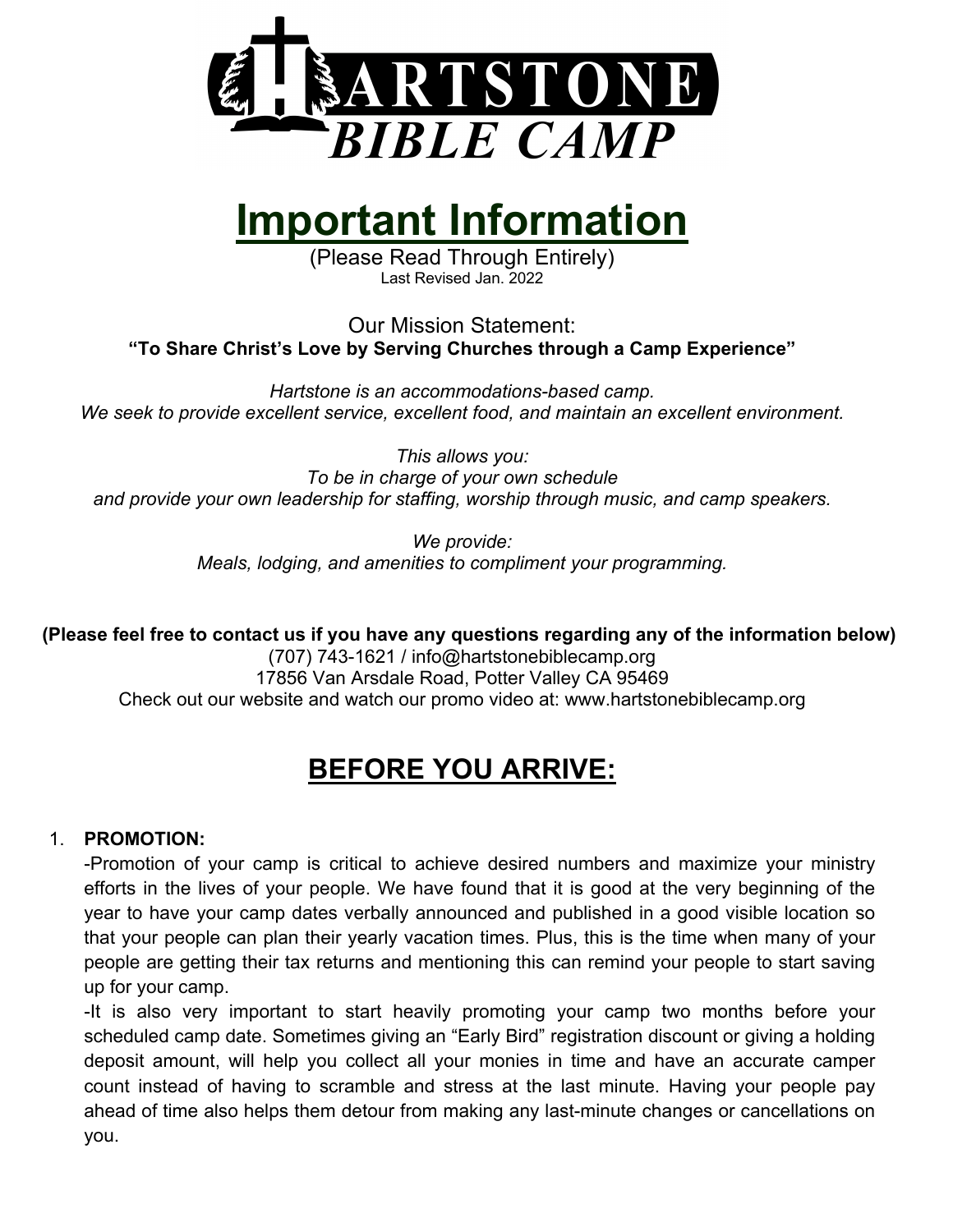HARTSTONE BIBLE CAMP

# Important Information

(Please Read Through Entirely)

Last Revised Jan. 2022

Our Mission Statement:

**"To Share Christ's Love by Serving Churches through a Camp Experience"**

*Hartstone is an accommodations-based camp.*
*We seek to provide excellent service, excellent food, and maintain an excellent environment.*

*This allows you:*
*To be in charge of your own schedule*
*and provide your own leadership for staffing, worship through music, and camp speakers.*

*We provide:*
*Meals, lodging, and amenities to compliment your programming.*

**(Please feel free to contact us if you have any questions regarding any of the information below)**

(707) 743-1621 / info@hartstonebiblecamp.org

17856 Van Arsdale Road, Potter Valley CA 95469

Check out our website and watch our promo video at: www.hartstonebiblecamp.org

## BEFORE YOU ARRIVE:

1. **PROMOTION:**

   -Promotion of your camp is critical to achieve desired numbers and maximize your ministry efforts in the lives of your people. We have found that it is good at the very beginning of the year to have your camp dates verbally announced and published in a good visible location so that your people can plan their yearly vacation times. Plus, this is the time when many of your people are getting their tax returns and mentioning this can remind your people to start saving up for your camp.

   -It is also very important to start heavily promoting your camp two months before your scheduled camp date. Sometimes giving an "Early Bird" registration discount or giving a holding deposit amount, will help you collect all your monies in time and have an accurate camper count instead of having to scramble and stress at the last minute. Having your people pay ahead of time also helps them detour from making any last-minute changes or cancellations on you.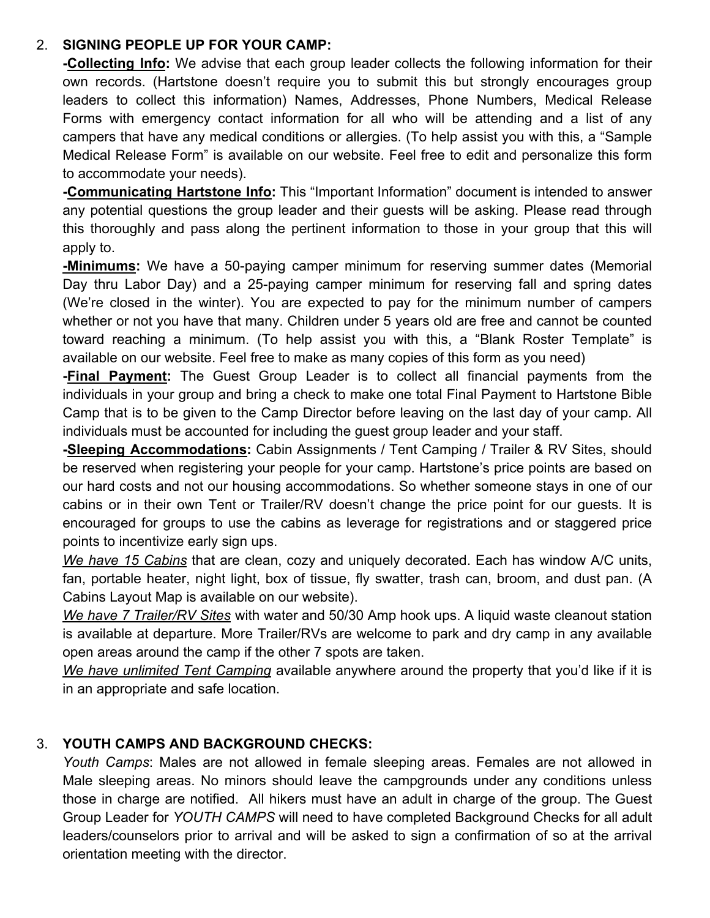2. **SIGNING PEOPLE UP FOR YOUR CAMP:**

   **-Collecting Info:** We advise that each group leader collects the following information for their own records. (Hartstone doesn't require you to submit this but strongly encourages group leaders to collect this information) Names, Addresses, Phone Numbers, Medical Release Forms with emergency contact information for all who will be attending and a list of any campers that have any medical conditions or allergies. (To help assist you with this, a "Sample Medical Release Form" is available on our website. Feel free to edit and personalize this form to accommodate your needs).

   **-Communicating Hartstone Info:** This "Important Information" document is intended to answer any potential questions the group leader and their guests will be asking. Please read through this thoroughly and pass along the pertinent information to those in your group that this will apply to.

   **-Minimums:** We have a 50-paying camper minimum for reserving summer dates (Memorial Day thru Labor Day) and a 25-paying camper minimum for reserving fall and spring dates (We're closed in the winter). You are expected to pay for the minimum number of campers whether or not you have that many. Children under 5 years old are free and cannot be counted toward reaching a minimum. (To help assist you with this, a "Blank Roster Template" is available on our website. Feel free to make as many copies of this form as you need)

   **-Final Payment:** The Guest Group Leader is to collect all financial payments from the individuals in your group and bring a check to make one total Final Payment to Hartstone Bible Camp that is to be given to the Camp Director before leaving on the last day of your camp. All individuals must be accounted for including the guest group leader and your staff.

   **-Sleeping Accommodations:** Cabin Assignments / Tent Camping / Trailer & RV Sites, should be reserved when registering your people for your camp. Hartstone's price points are based on our hard costs and not our housing accommodations. So whether someone stays in one of our cabins or in their own Tent or Trailer/RV doesn't change the price point for our guests. It is encouraged for groups to use the cabins as leverage for registrations and or staggered price points to incentivize early sign ups.

   *We have 15 Cabins* that are clean, cozy and uniquely decorated. Each has window A/C units, fan, portable heater, night light, box of tissue, fly swatter, trash can, broom, and dust pan. (A Cabins Layout Map is available on our website).

   *We have 7 Trailer/RV Sites* with water and 50/30 Amp hook ups. A liquid waste cleanout station is available at departure. More Trailer/RVs are welcome to park and dry camp in any available open areas around the camp if the other 7 spots are taken.

   *We have unlimited Tent Camping* available anywhere around the property that you'd like if it is in an appropriate and safe location.

3. **YOUTH CAMPS AND BACKGROUND CHECKS:**

   *Youth Camps*: Males are not allowed in female sleeping areas. Females are not allowed in Male sleeping areas. No minors should leave the campgrounds under any conditions unless those in charge are notified. All hikers must have an adult in charge of the group. The Guest Group Leader for *YOUTH CAMPS* will need to have completed Background Checks for all adult leaders/counselors prior to arrival and will be asked to sign a confirmation of so at the arrival orientation meeting with the director.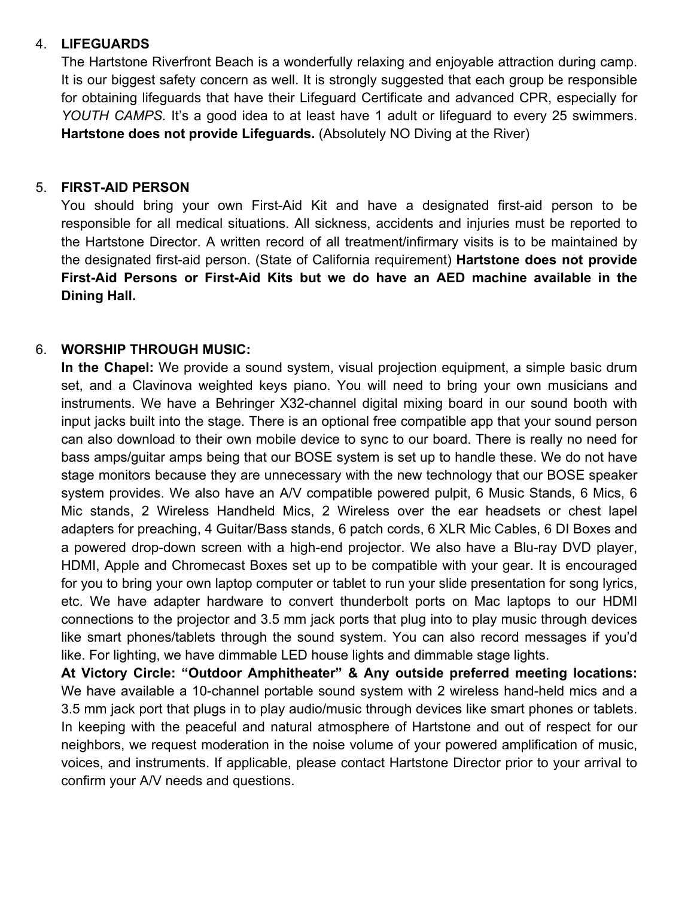4. **LIFEGUARDS**
   The Hartstone Riverfront Beach is a wonderfully relaxing and enjoyable attraction during camp. It is our biggest safety concern as well. It is strongly suggested that each group be responsible for obtaining lifeguards that have their Lifeguard Certificate and advanced CPR, especially for *YOUTH CAMPS.* It's a good idea to at least have 1 adult or lifeguard to every 25 swimmers. **Hartstone does not provide Lifeguards.** (Absolutely NO Diving at the River)

5. **FIRST-AID PERSON**
   You should bring your own First-Aid Kit and have a designated first-aid person to be responsible for all medical situations. All sickness, accidents and injuries must be reported to the Hartstone Director. A written record of all treatment/infirmary visits is to be maintained by the designated first-aid person. (State of California requirement) **Hartstone does not provide First-Aid Persons or First-Aid Kits but we do have an AED machine available in the Dining Hall.**

6. **WORSHIP THROUGH MUSIC:**
   **In the Chapel:** We provide a sound system, visual projection equipment, a simple basic drum set, and a Clavinova weighted keys piano. You will need to bring your own musicians and instruments. We have a Behringer X32-channel digital mixing board in our sound booth with input jacks built into the stage. There is an optional free compatible app that your sound person can also download to their own mobile device to sync to our board. There is really no need for bass amps/guitar amps being that our BOSE system is set up to handle these. We do not have stage monitors because they are unnecessary with the new technology that our BOSE speaker system provides. We also have an A/V compatible powered pulpit, 6 Music Stands, 6 Mics, 6 Mic stands, 2 Wireless Handheld Mics, 2 Wireless over the ear headsets or chest lapel adapters for preaching, 4 Guitar/Bass stands, 6 patch cords, 6 XLR Mic Cables, 6 DI Boxes and a powered drop-down screen with a high-end projector. We also have a Blu-ray DVD player, HDMI, Apple and Chromecast Boxes set up to be compatible with your gear. It is encouraged for you to bring your own laptop computer or tablet to run your slide presentation for song lyrics, etc. We have adapter hardware to convert thunderbolt ports on Mac laptops to our HDMI connections to the projector and 3.5 mm jack ports that plug into to play music through devices like smart phones/tablets through the sound system. You can also record messages if you'd like. For lighting, we have dimmable LED house lights and dimmable stage lights.
   **At Victory Circle: "Outdoor Amphitheater" & Any outside preferred meeting locations:** We have available a 10-channel portable sound system with 2 wireless hand-held mics and a 3.5 mm jack port that plugs in to play audio/music through devices like smart phones or tablets. In keeping with the peaceful and natural atmosphere of Hartstone and out of respect for our neighbors, we request moderation in the noise volume of your powered amplification of music, voices, and instruments. If applicable, please contact Hartstone Director prior to your arrival to confirm your A/V needs and questions.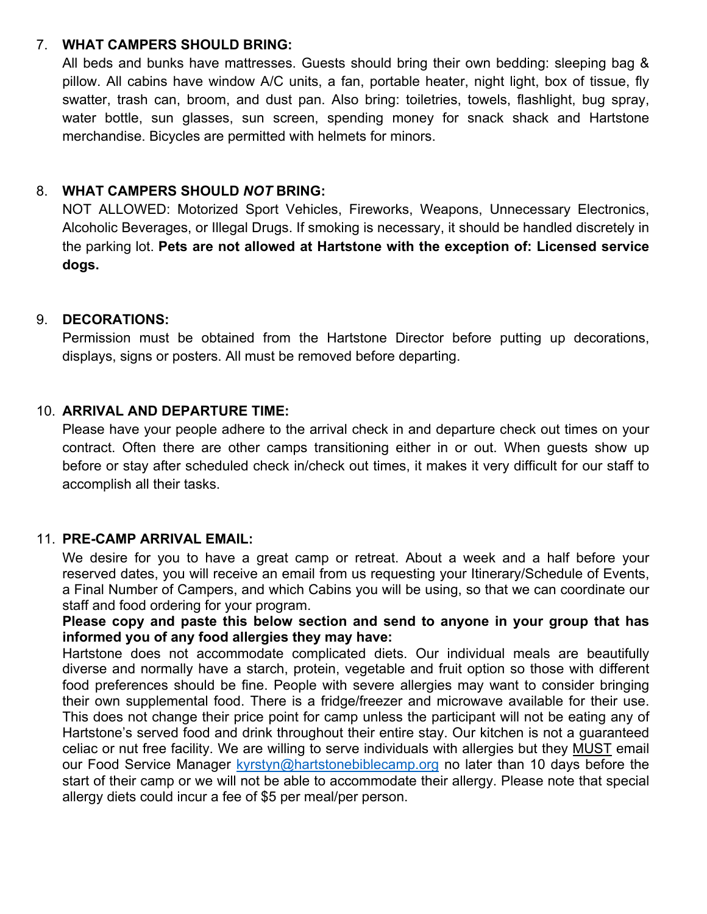7. **WHAT CAMPERS SHOULD BRING:**
   All beds and bunks have mattresses. Guests should bring their own bedding: sleeping bag & pillow. All cabins have window A/C units, a fan, portable heater, night light, box of tissue, fly swatter, trash can, broom, and dust pan. Also bring: toiletries, towels, flashlight, bug spray, water bottle, sun glasses, sun screen, spending money for snack shack and Hartstone merchandise. Bicycles are permitted with helmets for minors.

8. **WHAT CAMPERS SHOULD *NOT* BRING:**
   NOT ALLOWED: Motorized Sport Vehicles, Fireworks, Weapons, Unnecessary Electronics, Alcoholic Beverages, or Illegal Drugs. If smoking is necessary, it should be handled discretely in the parking lot. **Pets are not allowed at Hartstone with the exception of: Licensed service dogs.**

9. **DECORATIONS:**
   Permission must be obtained from the Hartstone Director before putting up decorations, displays, signs or posters. All must be removed before departing.

10. **ARRIVAL AND DEPARTURE TIME:**
    Please have your people adhere to the arrival check in and departure check out times on your contract. Often there are other camps transitioning either in or out. When guests show up before or stay after scheduled check in/check out times, it makes it very difficult for our staff to accomplish all their tasks.

11. **PRE-CAMP ARRIVAL EMAIL:**
    We desire for you to have a great camp or retreat. About a week and a half before your reserved dates, you will receive an email from us requesting your Itinerary/Schedule of Events, a Final Number of Campers, and which Cabins you will be using, so that we can coordinate our staff and food ordering for your program.
    **Please copy and paste this below section and send to anyone in your group that has informed you of any food allergies they may have:**
    Hartstone does not accommodate complicated diets. Our individual meals are beautifully diverse and normally have a starch, protein, vegetable and fruit option so those with different food preferences should be fine. People with severe allergies may want to consider bringing their own supplemental food. There is a fridge/freezer and microwave available for their use. This does not change their price point for camp unless the participant will not be eating any of Hartstone's served food and drink throughout their entire stay. Our kitchen is not a guaranteed celiac or nut free facility. We are willing to serve individuals with allergies but they MUST email our Food Service Manager kyrstyn@hartstonebiblecamp.org no later than 10 days before the start of their camp or we will not be able to accommodate their allergy. Please note that special allergy diets could incur a fee of $5 per meal/per person.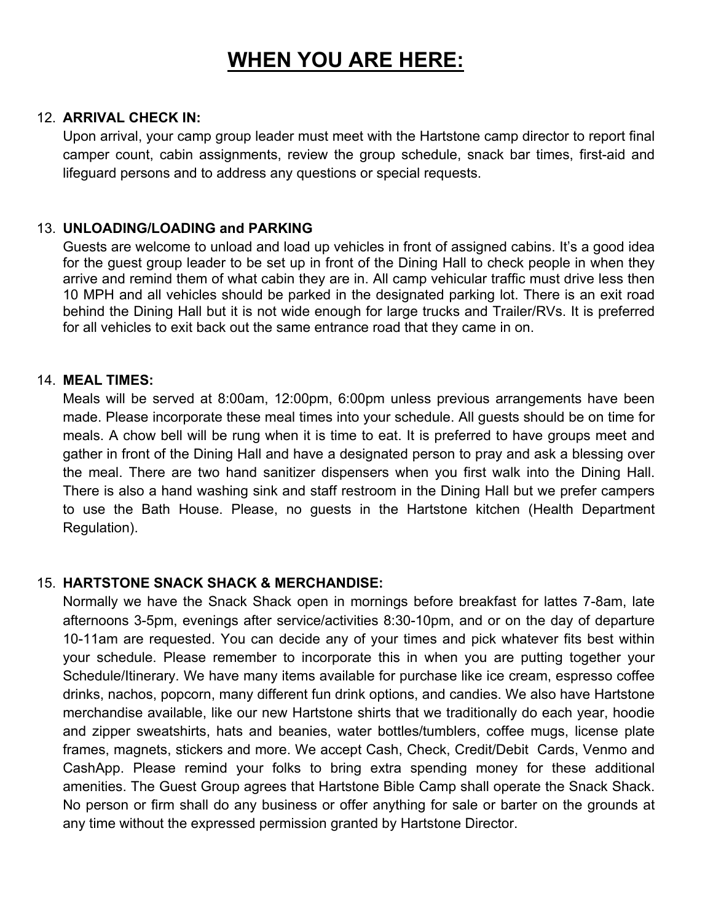# WHEN YOU ARE HERE:

12. **ARRIVAL CHECK IN:**
    Upon arrival, your camp group leader must meet with the Hartstone camp director to report final camper count, cabin assignments, review the group schedule, snack bar times, first-aid and lifeguard persons and to address any questions or special requests.

13. **UNLOADING/LOADING and PARKING**
    Guests are welcome to unload and load up vehicles in front of assigned cabins. It's a good idea for the guest group leader to be set up in front of the Dining Hall to check people in when they arrive and remind them of what cabin they are in. All camp vehicular traffic must drive less then 10 MPH and all vehicles should be parked in the designated parking lot. There is an exit road behind the Dining Hall but it is not wide enough for large trucks and Trailer/RVs. It is preferred for all vehicles to exit back out the same entrance road that they came in on.

14. **MEAL TIMES:**
    Meals will be served at 8:00am, 12:00pm, 6:00pm unless previous arrangements have been made. Please incorporate these meal times into your schedule. All guests should be on time for meals. A chow bell will be rung when it is time to eat. It is preferred to have groups meet and gather in front of the Dining Hall and have a designated person to pray and ask a blessing over the meal. There are two hand sanitizer dispensers when you first walk into the Dining Hall. There is also a hand washing sink and staff restroom in the Dining Hall but we prefer campers to use the Bath House. Please, no guests in the Hartstone kitchen (Health Department Regulation).

15. **HARTSTONE SNACK SHACK & MERCHANDISE:**
    Normally we have the Snack Shack open in mornings before breakfast for lattes 7-8am, late afternoons 3-5pm, evenings after service/activities 8:30-10pm, and or on the day of departure 10-11am are requested. You can decide any of your times and pick whatever fits best within your schedule. Please remember to incorporate this in when you are putting together your Schedule/Itinerary. We have many items available for purchase like ice cream, espresso coffee drinks, nachos, popcorn, many different fun drink options, and candies. We also have Hartstone merchandise available, like our new Hartstone shirts that we traditionally do each year, hoodie and zipper sweatshirts, hats and beanies, water bottles/tumblers, coffee mugs, license plate frames, magnets, stickers and more. We accept Cash, Check, Credit/Debit Cards, Venmo and CashApp. Please remind your folks to bring extra spending money for these additional amenities. The Guest Group agrees that Hartstone Bible Camp shall operate the Snack Shack. No person or firm shall do any business or offer anything for sale or barter on the grounds at any time without the expressed permission granted by Hartstone Director.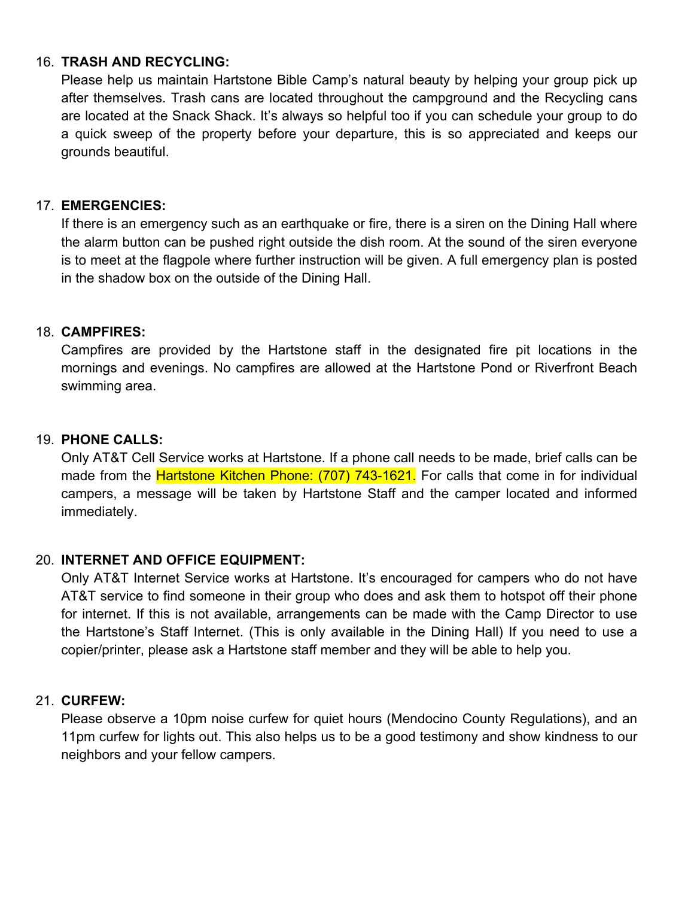16. **TRASH AND RECYCLING:**
    Please help us maintain Hartstone Bible Camp's natural beauty by helping your group pick up after themselves. Trash cans are located throughout the campground and the Recycling cans are located at the Snack Shack. It's always so helpful too if you can schedule your group to do a quick sweep of the property before your departure, this is so appreciated and keeps our grounds beautiful.

17. **EMERGENCIES:**
    If there is an emergency such as an earthquake or fire, there is a siren on the Dining Hall where the alarm button can be pushed right outside the dish room. At the sound of the siren everyone is to meet at the flagpole where further instruction will be given. A full emergency plan is posted in the shadow box on the outside of the Dining Hall.

18. **CAMPFIRES:**
    Campfires are provided by the Hartstone staff in the designated fire pit locations in the mornings and evenings. No campfires are allowed at the Hartstone Pond or Riverfront Beach swimming area.

19. **PHONE CALLS:**
    Only AT&T Cell Service works at Hartstone. If a phone call needs to be made, brief calls can be made from the Hartstone Kitchen Phone: (707) 743-1621. For calls that come in for individual campers, a message will be taken by Hartstone Staff and the camper located and informed immediately.

20. **INTERNET AND OFFICE EQUIPMENT:**
    Only AT&T Internet Service works at Hartstone. It's encouraged for campers who do not have AT&T service to find someone in their group who does and ask them to hotspot off their phone for internet. If this is not available, arrangements can be made with the Camp Director to use the Hartstone's Staff Internet. (This is only available in the Dining Hall) If you need to use a copier/printer, please ask a Hartstone staff member and they will be able to help you.

21. **CURFEW:**
    Please observe a 10pm noise curfew for quiet hours (Mendocino County Regulations), and an 11pm curfew for lights out. This also helps us to be a good testimony and show kindness to our neighbors and your fellow campers.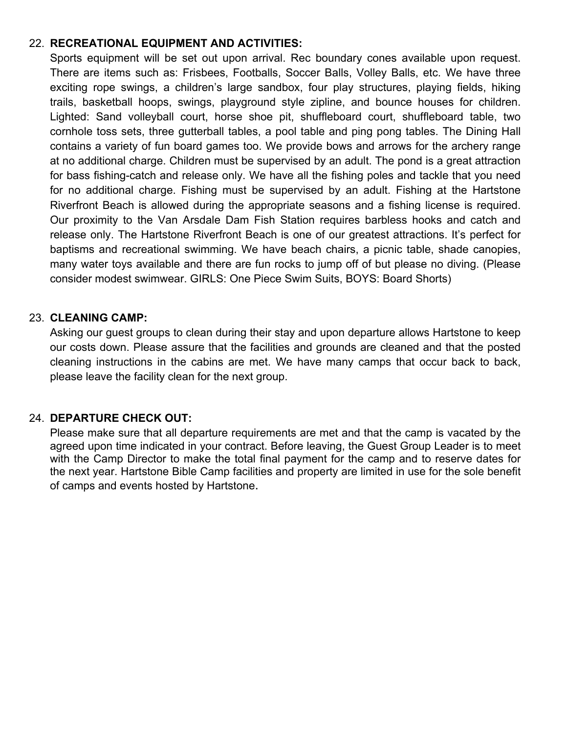22. **RECREATIONAL EQUIPMENT AND ACTIVITIES:**
    Sports equipment will be set out upon arrival. Rec boundary cones available upon request. There are items such as: Frisbees, Footballs, Soccer Balls, Volley Balls, etc. We have three exciting rope swings, a children's large sandbox, four play structures, playing fields, hiking trails, basketball hoops, swings, playground style zipline, and bounce houses for children. Lighted: Sand volleyball court, horse shoe pit, shuffleboard court, shuffleboard table, two cornhole toss sets, three gutterball tables, a pool table and ping pong tables. The Dining Hall contains a variety of fun board games too. We provide bows and arrows for the archery range at no additional charge. Children must be supervised by an adult. The pond is a great attraction for bass fishing-catch and release only. We have all the fishing poles and tackle that you need for no additional charge. Fishing must be supervised by an adult. Fishing at the Hartstone Riverfront Beach is allowed during the appropriate seasons and a fishing license is required. Our proximity to the Van Arsdale Dam Fish Station requires barbless hooks and catch and release only. The Hartstone Riverfront Beach is one of our greatest attractions. It's perfect for baptisms and recreational swimming. We have beach chairs, a picnic table, shade canopies, many water toys available and there are fun rocks to jump off of but please no diving. (Please consider modest swimwear. GIRLS: One Piece Swim Suits, BOYS: Board Shorts)

23. **CLEANING CAMP:**
    Asking our guest groups to clean during their stay and upon departure allows Hartstone to keep our costs down. Please assure that the facilities and grounds are cleaned and that the posted cleaning instructions in the cabins are met. We have many camps that occur back to back, please leave the facility clean for the next group.

24. **DEPARTURE CHECK OUT:**
    Please make sure that all departure requirements are met and that the camp is vacated by the agreed upon time indicated in your contract. Before leaving, the Guest Group Leader is to meet with the Camp Director to make the total final payment for the camp and to reserve dates for the next year. Hartstone Bible Camp facilities and property are limited in use for the sole benefit of camps and events hosted by Hartstone.